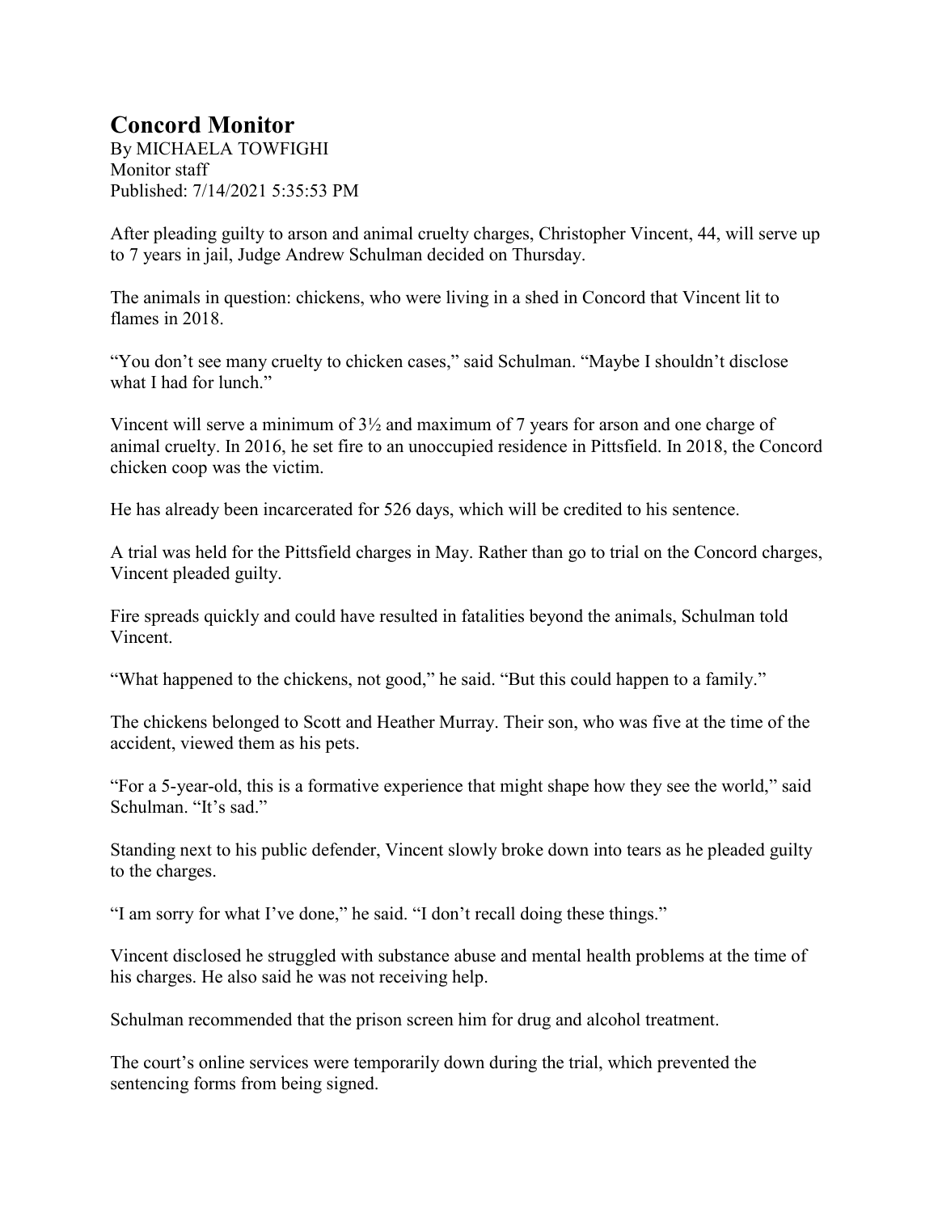# Concord Monitor

By MICHAELA TOWFIGHI
Monitor staff
Published: 7/14/2021 5:35:53 PM

After pleading guilty to arson and animal cruelty charges, Christopher Vincent, 44, will serve up to 7 years in jail, Judge Andrew Schulman decided on Thursday.

The animals in question: chickens, who were living in a shed in Concord that Vincent lit to flames in 2018.

"You don't see many cruelty to chicken cases," said Schulman. "Maybe I shouldn't disclose what I had for lunch."

Vincent will serve a minimum of 3½ and maximum of 7 years for arson and one charge of animal cruelty. In 2016, he set fire to an unoccupied residence in Pittsfield. In 2018, the Concord chicken coop was the victim.

He has already been incarcerated for 526 days, which will be credited to his sentence.

A trial was held for the Pittsfield charges in May. Rather than go to trial on the Concord charges, Vincent pleaded guilty.

Fire spreads quickly and could have resulted in fatalities beyond the animals, Schulman told Vincent.

"What happened to the chickens, not good," he said. "But this could happen to a family."

The chickens belonged to Scott and Heather Murray. Their son, who was five at the time of the accident, viewed them as his pets.

"For a 5-year-old, this is a formative experience that might shape how they see the world," said Schulman. "It's sad."

Standing next to his public defender, Vincent slowly broke down into tears as he pleaded guilty to the charges.

"I am sorry for what I've done," he said. "I don't recall doing these things."

Vincent disclosed he struggled with substance abuse and mental health problems at the time of his charges. He also said he was not receiving help.

Schulman recommended that the prison screen him for drug and alcohol treatment.

The court's online services were temporarily down during the trial, which prevented the sentencing forms from being signed.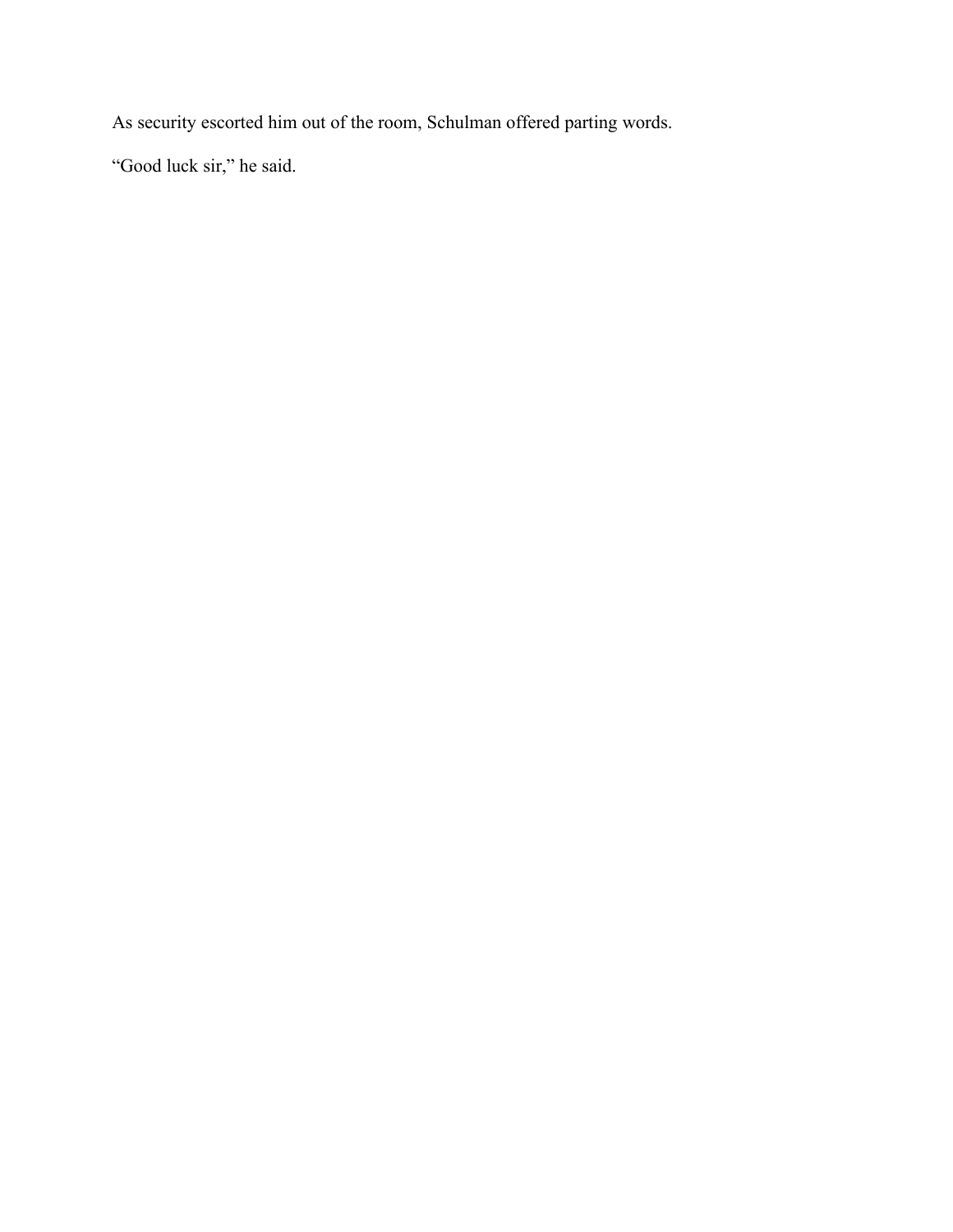As security escorted him out of the room, Schulman offered parting words.

“Good luck sir,” he said.